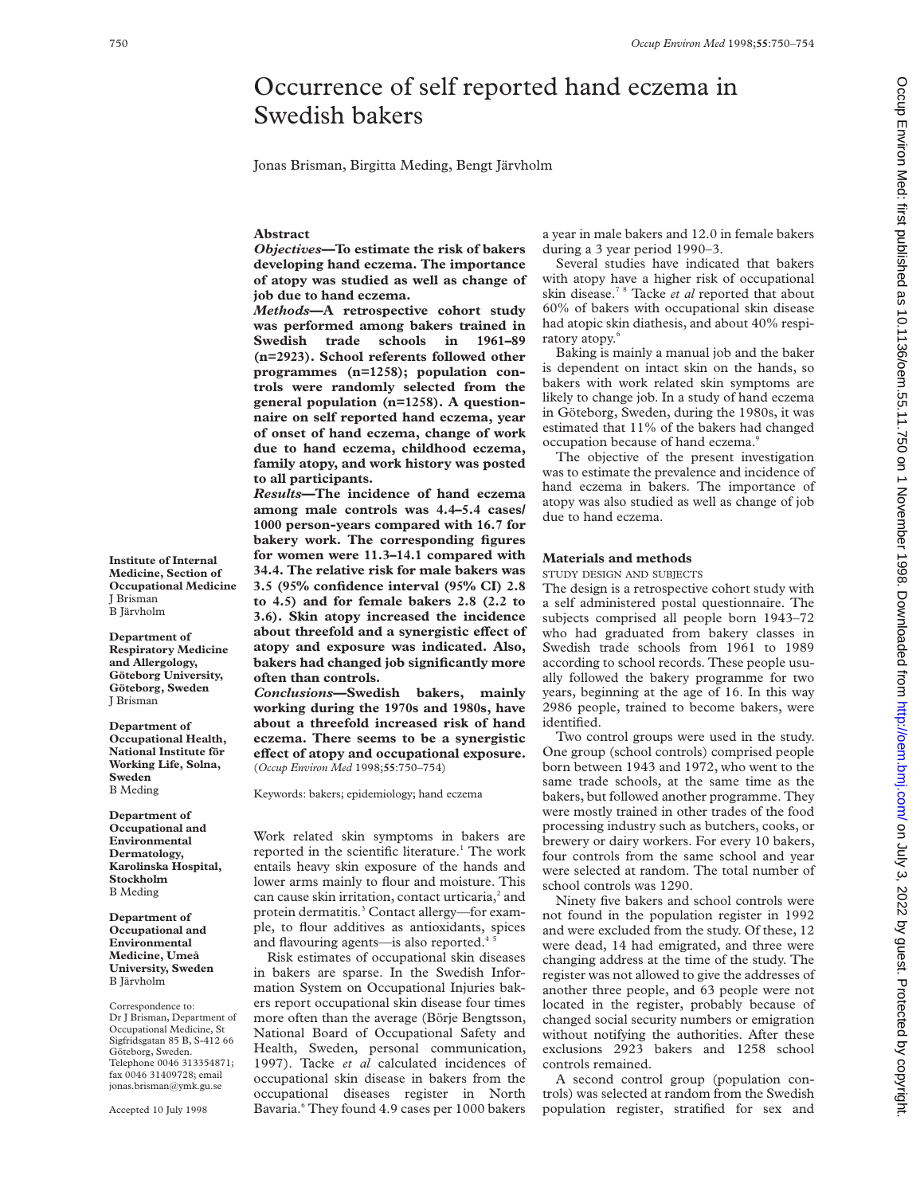# Occurrence of self reported hand eczema in Swedish bakers

Jonas Brisman, Birgitta Meding, Bengt Järvholm

## Abstract

***Objectives*—To estimate the risk of bakers developing hand eczema. The importance of atopy was studied as well as change of job due to hand eczema.**

***Methods*—A retrospective cohort study was performed among bakers trained in Swedish trade schools in 1961–89 (n=2923). School referents followed other programmes (n=1258); population controls were randomly selected from the general population (n=1258). A questionnaire on self reported hand eczema, year of onset of hand eczema, change of work due to hand eczema, childhood eczema, family atopy, and work history was posted to all participants.**

***Results*—The incidence of hand eczema among male controls was 4.4–5.4 cases/1000 person-years compared with 16.7 for bakery work. The corresponding figures for women were 11.3–14.1 compared with 34.4. The relative risk for male bakers was 3.5 (95% confidence interval (95% CI) 2.8 to 4.5) and for female bakers 2.8 (2.2 to 3.6). Skin atopy increased the incidence about threefold and a synergistic effect of atopy and exposure was indicated. Also, bakers had changed job significantly more often than controls.**

***Conclusions*—Swedish bakers, mainly working during the 1970s and 1980s, have about a threefold increased risk of hand eczema. There seems to be a synergistic effect of atopy and occupational exposure.**

(*Occup Environ Med* 1998;**55**:750–754)

Keywords: bakers; epidemiology; hand eczema

**Institute of Internal Medicine, Section of Occupational Medicine**
J Brisman
B Järvholm

**Department of Respiratory Medicine and Allergology, Göteborg University, Göteborg, Sweden**
J Brisman

**Department of Occupational Health, National Institute för Working Life, Solna, Sweden**
B Meding

**Department of Occupational and Environmental Dermatology, Karolinska Hospital, Stockholm**
B Meding

**Department of Occupational and Environmental Medicine, Umeå University, Sweden**
B Järvholm

Correspondence to: Dr J Brisman, Department of Occupational Medicine, St Sigfridsgatan 85 B, S-412 66 Göteborg, Sweden. Telephone 0046 313354871; fax 0046 31409728; email jonas.brisman@ymk.gu.se

Accepted 10 July 1998

Work related skin symptoms in bakers are reported in the scientific literature.[1] The work entails heavy skin exposure of the hands and lower arms mainly to flour and moisture. This can cause skin irritation, contact urticaria,[2] and protein dermatitis.[3] Contact allergy—for example, to flour additives as antioxidants, spices and flavouring agents—is also reported.[4 5]

Risk estimates of occupational skin diseases in bakers are sparse. In the Swedish Information System on Occupational Injuries bakers report occupational skin disease four times more often than the average (Börje Bengtsson, National Board of Occupational Safety and Health, Sweden, personal communication, 1997). Tacke *et al* calculated incidences of occupational skin disease in bakers from the occupational diseases register in North Bavaria.[6] They found 4.9 cases per 1000 bakers a year in male bakers and 12.0 in female bakers during a 3 year period 1990–3.

Several studies have indicated that bakers with atopy have a higher risk of occupational skin disease.[7 8] Tacke *et al* reported that about 60% of bakers with occupational skin disease had atopic skin diathesis, and about 40% respiratory atopy.[6]

Baking is mainly a manual job and the baker is dependent on intact skin on the hands, so bakers with work related skin symptoms are likely to change job. In a study of hand eczema in Göteborg, Sweden, during the 1980s, it was estimated that 11% of the bakers had changed occupation because of hand eczema.[9]

The objective of the present investigation was to estimate the prevalence and incidence of hand eczema in bakers. The importance of atopy was also studied as well as change of job due to hand eczema.

## Materials and methods

### STUDY DESIGN AND SUBJECTS

The design is a retrospective cohort study with a self administered postal questionnaire. The subjects comprised all people born 1943–72 who had graduated from bakery classes in Swedish trade schools from 1961 to 1989 according to school records. These people usually followed the bakery programme for two years, beginning at the age of 16. In this way 2986 people, trained to become bakers, were identified.

Two control groups were used in the study. One group (school controls) comprised people born between 1943 and 1972, who went to the same trade schools, at the same time as the bakers, but followed another programme. They were mostly trained in other trades of the food processing industry such as butchers, cooks, or brewery or dairy workers. For every 10 bakers, four controls from the same school and year were selected at random. The total number of school controls was 1290.

Ninety five bakers and school controls were not found in the population register in 1992 and were excluded from the study. Of these, 12 were dead, 14 had emigrated, and three were changing address at the time of the study. The register was not allowed to give the addresses of another three people, and 63 people were not located in the register, probably because of changed social security numbers or emigration without notifying the authorities. After these exclusions 2923 bakers and 1258 school controls remained.

A second control group (population controls) was selected at random from the Swedish population register, stratified for sex and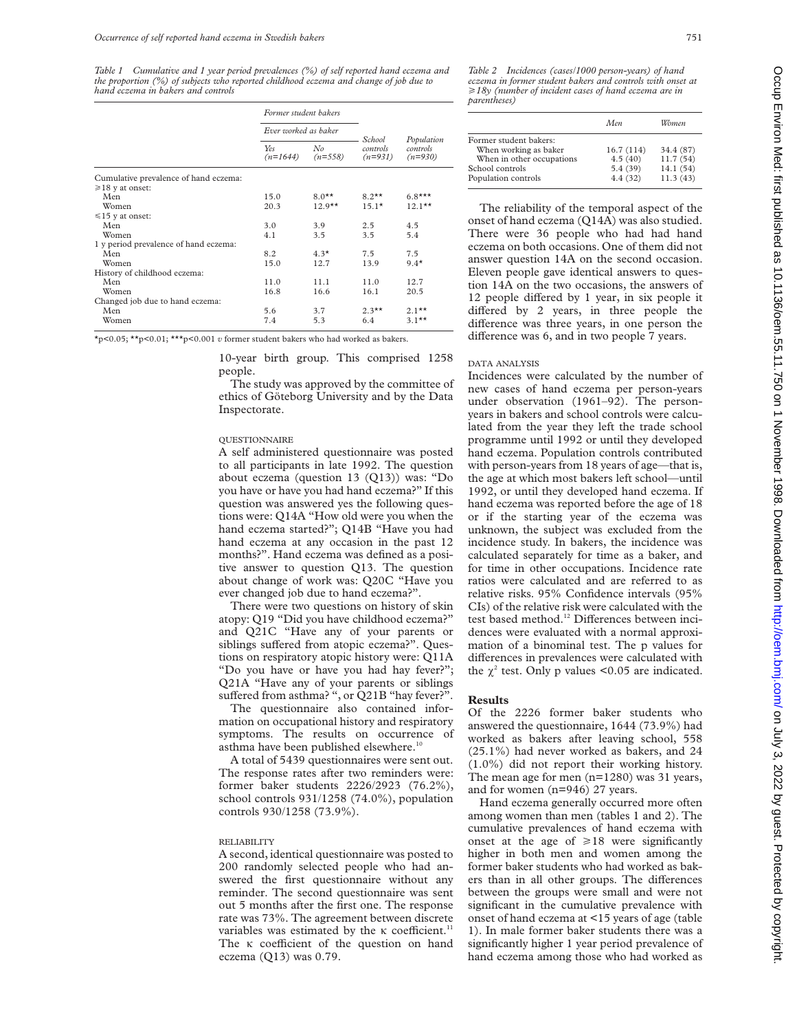*Table 1 Cumulative and 1 year period prevalences (%) of self reported hand eczema and the proportion (%) of subjects who reported childhood eczema and change of job due to hand eczema in bakers and controls*

| | Former student bakers | | | |
|---|---|---|---|---|
| | Ever worked as baker | | | |
| | Yes (n=1644) | No (n=558) | School controls (n=931) | Population controls (n=930) |
| Cumulative prevalence of hand eczema: | | | | |
| ≥18 y at onset: | | | | |
| Men | 15.0 | 8.0** | 8.2** | 6.8*** |
| Women | 20.3 | 12.9** | 15.1* | 12.1** |
| ≤15 y at onset: | | | | |
| Men | 3.0 | 3.9 | 2.5 | 4.5 |
| Women | 4.1 | 3.5 | 3.5 | 5.4 |
| 1 y period prevalence of hand eczema: | | | | |
| Men | 8.2 | 4.3* | 7.5 | 7.5 |
| Women | 15.0 | 12.7 | 13.9 | 9.4* |
| History of childhood eczema: | | | | |
| Men | 11.0 | 11.1 | 11.0 | 12.7 |
| Women | 16.8 | 16.6 | 16.1 | 20.5 |
| Changed job due to hand eczema: | | | | |
| Men | 5.6 | 3.7 | 2.3** | 2.1** |
| Women | 7.4 | 5.3 | 6.4 | 3.1** |

*p<0.05; **p<0.01; ***p<0.001 *v* former student bakers who had worked as bakers.

10-year birth group. This comprised 1258 people.

The study was approved by the committee of ethics of Göteborg University and by the Data Inspectorate.

### QUESTIONNAIRE

A self administered questionnaire was posted to all participants in late 1992. The question about eczema (question 13 (Q13)) was: "Do you have or have you had hand eczema?" If this question was answered yes the following questions were: Q14A "How old were you when the hand eczema started?"; Q14B "Have you had hand eczema at any occasion in the past 12 months?". Hand eczema was defined as a positive answer to question Q13. The question about change of work was: Q20C "Have you ever changed job due to hand eczema?".

There were two questions on history of skin atopy: Q19 "Did you have childhood eczema?" and Q21C "Have any of your parents or siblings suffered from atopic eczema?". Questions on respiratory atopic history were: Q11A "Do you have or have you had hay fever?"; Q21A "Have any of your parents or siblings suffered from asthma? ", or Q21B "hay fever?".

The questionnaire also contained information on occupational history and respiratory symptoms. The results on occurrence of asthma have been published elsewhere.[10]

A total of 5439 questionnaires were sent out. The response rates after two reminders were: former baker students 2226/2923 (76.2%), school controls 931/1258 (74.0%), population controls 930/1258 (73.9%).

### RELIABILITY

A second, identical questionnaire was posted to 200 randomly selected people who had answered the first questionnaire without any reminder. The second questionnaire was sent out 5 months after the first one. The response rate was 73%. The agreement between discrete variables was estimated by the κ coefficient.[11] The κ coefficient of the question on hand eczema (Q13) was 0.79.

*Table 2 Incidences (cases/1000 person-years) of hand eczema in former student bakers and controls with onset at ≥18y (number of incident cases of hand eczema are in parentheses)*

| | Men | Women |
|---|---|---|
| Former student bakers: | | |
| When working as baker | 16.7 (114) | 34.4 (87) |
| When in other occupations | 4.5 (40) | 11.7 (54) |
| School controls | 5.4 (39) | 14.1 (54) |
| Population controls | 4.4 (32) | 11.3 (43) |

The reliability of the temporal aspect of the onset of hand eczema (Q14A) was also studied. There were 36 people who had had hand eczema on both occasions. One of them did not answer question 14A on the second occasion. Eleven people gave identical answers to question 14A on the two occasions, the answers of 12 people differed by 1 year, in six people it differed by 2 years, in three people the difference was three years, in one person the difference was 6, and in two people 7 years.

### DATA ANALYSIS

Incidences were calculated by the number of new cases of hand eczema per person-years under observation (1961–92). The person-years in bakers and school controls were calculated from the year they left the trade school programme until 1992 or until they developed hand eczema. Population controls contributed with person-years from 18 years of age—that is, the age at which most bakers left school—until 1992, or until they developed hand eczema. If hand eczema was reported before the age of 18 or if the starting year of the eczema was unknown, the subject was excluded from the incidence study. In bakers, the incidence was calculated separately for time as a baker, and for time in other occupations. Incidence rate ratios were calculated and are referred to as relative risks. 95% Confidence intervals (95% CIs) of the relative risk were calculated with the test based method.[12] Differences between incidences were evaluated with a normal approximation of a binominal test. The p values for differences in prevalences were calculated with the $\chi^2$ test. Only p values <0.05 are indicated.

## Results

Of the 2226 former baker students who answered the questionnaire, 1644 (73.9%) had worked as bakers after leaving school, 558 (25.1%) had never worked as bakers, and 24 (1.0%) did not report their working history. The mean age for men (n=1280) was 31 years, and for women (n=946) 27 years.

Hand eczema generally occurred more often among women than men (tables 1 and 2). The cumulative prevalences of hand eczema with onset at the age of ≥18 were significantly higher in both men and women among the former baker students who had worked as bakers than in all other groups. The differences between the groups were small and were not significant in the cumulative prevalence with onset of hand eczema at <15 years of age (table 1). In male former baker students there was a significantly higher 1 year period prevalence of hand eczema among those who had worked as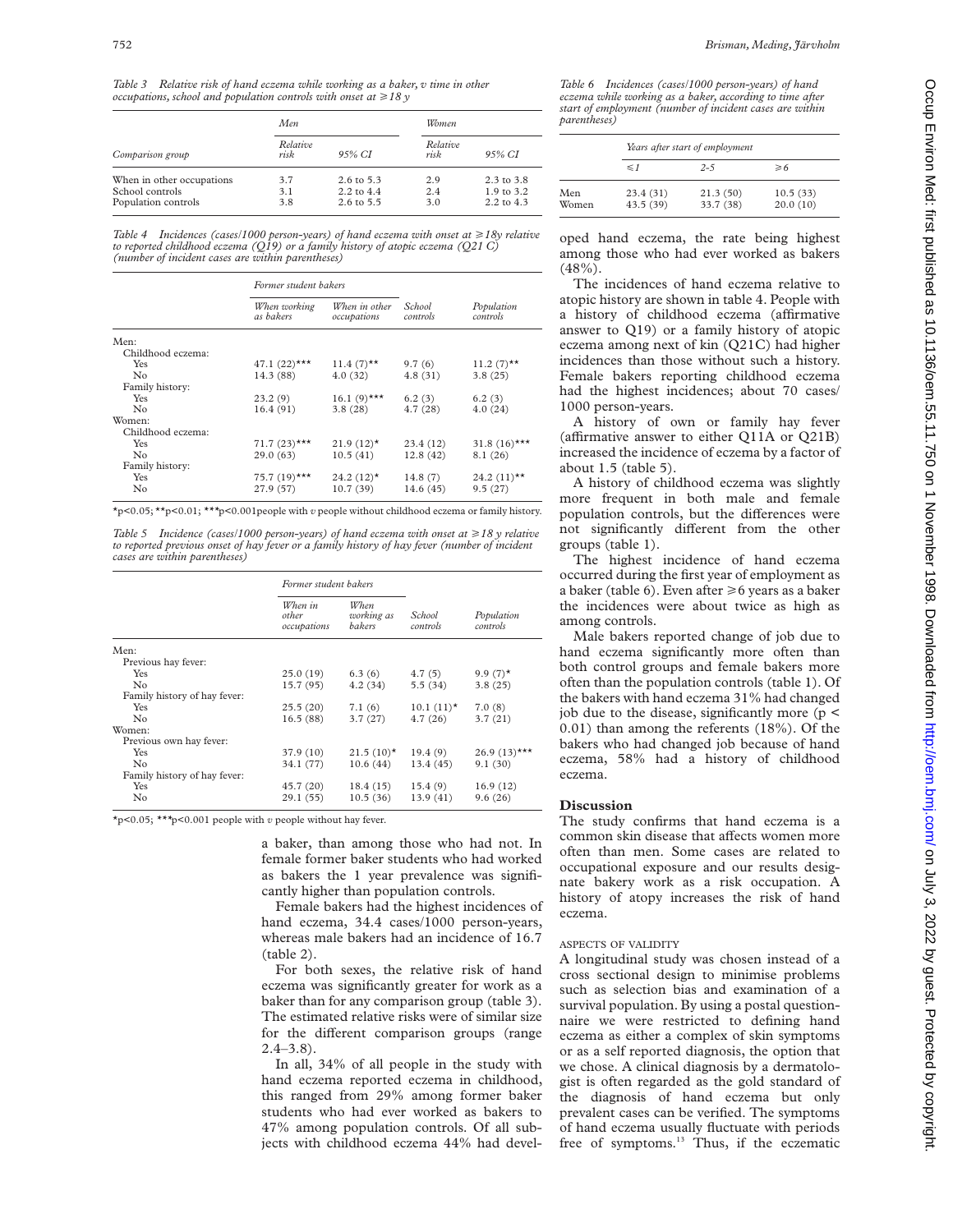*Table 3 Relative risk of hand eczema while working as a baker, v time in other occupations, school and population controls with onset at ⩾18 y*

| | Men | | Women | |
|---|---|---|---|---|
| Comparison group | Relative risk | 95% CI | Relative risk | 95% CI |
| When in other occupations | 3.7 | 2.6 to 5.3 | 2.9 | 2.3 to 3.8 |
| School controls | 3.1 | 2.2 to 4.4 | 2.4 | 1.9 to 3.2 |
| Population controls | 3.8 | 2.6 to 5.5 | 3.0 | 2.2 to 4.3 |

*Table 4 Incidences (cases/1000 person-years) of hand eczema with onset at ⩾18y relative to reported childhood eczema (Q19) or a family history of atopic eczema (Q21 C) (number of incident cases are within parentheses)*

| | Former student bakers | | | |
|---|---|---|---|---|
| | When working as bakers | When in other occupations | School controls | Population controls |
| Men: | | | | |
| Childhood eczema: | | | | |
| Yes | 47.1 (22)*** | 11.4 (7)** | 9.7 (6) | 11.2 (7)** |
| No | 14.3 (88) | 4.0 (32) | 4.8 (31) | 3.8 (25) |
| Family history: | | | | |
| Yes | 23.2 (9) | 16.1 (9)*** | 6.2 (3) | 6.2 (3) |
| No | 16.4 (91) | 3.8 (28) | 4.7 (28) | 4.0 (24) |
| Women: | | | | |
| Childhood eczema: | | | | |
| Yes | 71.7 (23)*** | 21.9 (12)* | 23.4 (12) | 31.8 (16)*** |
| No | 29.0 (63) | 10.5 (41) | 12.8 (42) | 8.1 (26) |
| Family history: | | | | |
| Yes | 75.7 (19)*** | 24.2 (12)* | 14.8 (7) | 24.2 (11)** |
| No | 27.9 (57) | 10.7 (39) | 14.6 (45) | 9.5 (27) |

*p<0.05; **p<0.01; ***p<0.001people with v people without childhood eczema or family history.

*Table 5 Incidence (cases/1000 person-years) of hand eczema with onset at ⩾18 y relative to reported previous onset of hay fever or a family history of hay fever (number of incident cases are within parentheses)*

| | Former student bakers | | | |
|---|---|---|---|---|
| | When in other occupations | When working as bakers | School controls | Population controls |
| Men: | | | | |
| Previous hay fever: | | | | |
| Yes | 25.0 (19) | 6.3 (6) | 4.7 (5) | 9.9 (7)* |
| No | 15.7 (95) | 4.2 (34) | 5.5 (34) | 3.8 (25) |
| Family history of hay fever: | | | | |
| Yes | 25.5 (20) | 7.1 (6) | 10.1 (11)* | 7.0 (8) |
| No | 16.5 (88) | 3.7 (27) | 4.7 (26) | 3.7 (21) |
| Women: | | | | |
| Previous own hay fever: | | | | |
| Yes | 37.9 (10) | 21.5 (10)* | 19.4 (9) | 26.9 (13)*** |
| No | 34.1 (77) | 10.6 (44) | 13.4 (45) | 9.1 (30) |
| Family history of hay fever: | | | | |
| Yes | 45.7 (20) | 18.4 (15) | 15.4 (9) | 16.9 (12) |
| No | 29.1 (55) | 10.5 (36) | 13.9 (41) | 9.6 (26) |

*p<0.05; ***p<0.001 people with v people without hay fever.

a baker, than among those who had not. In female former baker students who had worked as bakers the 1 year prevalence was significantly higher than population controls.

Female bakers had the highest incidences of hand eczema, 34.4 cases/1000 person-years, whereas male bakers had an incidence of 16.7 (table 2).

For both sexes, the relative risk of hand eczema was significantly greater for work as a baker than for any comparison group (table 3). The estimated relative risks were of similar size for the different comparison groups (range 2.4–3.8).

In all, 34% of all people in the study with hand eczema reported eczema in childhood, this ranged from 29% among former baker students who had ever worked as bakers to 47% among population controls. Of all subjects with childhood eczema 44% had developed hand eczema, the rate being highest among those who had ever worked as bakers (48%).

The incidences of hand eczema relative to atopic history are shown in table 4. People with a history of childhood eczema (affirmative answer to Q19) or a family history of atopic eczema among next of kin (Q21C) had higher incidences than those without such a history. Female bakers reporting childhood eczema had the highest incidences; about 70 cases/1000 person-years.

A history of own or family hay fever (affirmative answer to either Q11A or Q21B) increased the incidence of eczema by a factor of about 1.5 (table 5).

A history of childhood eczema was slightly more frequent in both male and female population controls, but the differences were not significantly different from the other groups (table 1).

The highest incidence of hand eczema occurred during the first year of employment as a baker (table 6). Even after ⩾6 years as a baker the incidences were about twice as high as among controls.

Male bakers reported change of job due to hand eczema significantly more often than both control groups and female bakers more often than the population controls (table 1). Of the bakers with hand eczema 31% had changed job due to the disease, significantly more ($p < 0.01$) than among the referents (18%). Of the bakers who had changed job because of hand eczema, 58% had a history of childhood eczema.

*Table 6 Incidences (cases/1000 person-years) of hand eczema while working as a baker, according to time after start of employment (number of incident cases are within parentheses)*

| | Years after start of employment | | |
|---|---|---|---|
| | ⩽1 | 2–5 | ⩾6 |
| Men | 23.4 (31) | 21.3 (50) | 10.5 (33) |
| Women | 43.5 (39) | 33.7 (38) | 20.0 (10) |

## Discussion

The study confirms that hand eczema is a common skin disease that affects women more often than men. Some cases are related to occupational exposure and our results designate bakery work as a risk occupation. A history of atopy increases the risk of hand eczema.

### ASPECTS OF VALIDITY

A longitudinal study was chosen instead of a cross sectional design to minimise problems such as selection bias and examination of a survival population. By using a postal questionnaire we were restricted to defining hand eczema as either a complex of skin symptoms or as a self reported diagnosis, the option that we chose. A clinical diagnosis by a dermatologist is often regarded as the gold standard of the diagnosis of hand eczema but only prevalent cases can be verified. The symptoms of hand eczema usually fluctuate with periods free of symptoms.[13] Thus, if the eczematic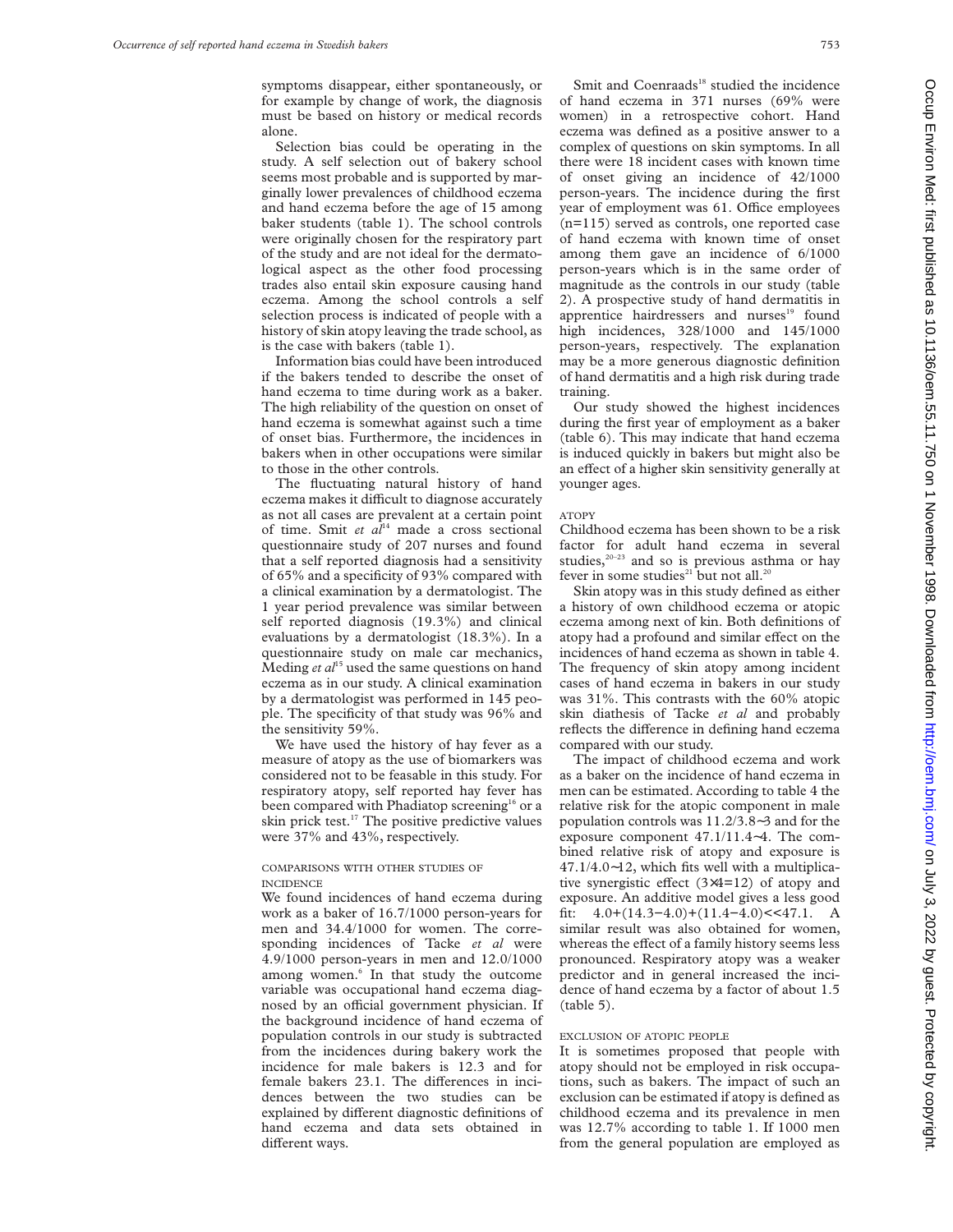symptoms disappear, either spontaneously, or for example by change of work, the diagnosis must be based on history or medical records alone.

Selection bias could be operating in the study. A self selection out of bakery school seems most probable and is supported by marginally lower prevalences of childhood eczema and hand eczema before the age of 15 among baker students (table 1). The school controls were originally chosen for the respiratory part of the study and are not ideal for the dermatological aspect as the other food processing trades also entail skin exposure causing hand eczema. Among the school controls a self selection process is indicated of people with a history of skin atopy leaving the trade school, as is the case with bakers (table 1).

Information bias could have been introduced if the bakers tended to describe the onset of hand eczema to time during work as a baker. The high reliability of the question on onset of hand eczema is somewhat against such a time of onset bias. Furthermore, the incidences in bakers when in other occupations were similar to those in the other controls.

The fluctuating natural history of hand eczema makes it difficult to diagnose accurately as not all cases are prevalent at a certain point of time. Smit *et al*[14] made a cross sectional questionnaire study of 207 nurses and found that a self reported diagnosis had a sensitivity of 65% and a specificity of 93% compared with a clinical examination by a dermatologist. The 1 year period prevalence was similar between self reported diagnosis (19.3%) and clinical evaluations by a dermatologist (18.3%). In a questionnaire study on male car mechanics, Meding *et al*[15] used the same questions on hand eczema as in our study. A clinical examination by a dermatologist was performed in 145 people. The specificity of that study was 96% and the sensitivity 59%.

We have used the history of hay fever as a measure of atopy as the use of biomarkers was considered not to be feasable in this study. For respiratory atopy, self reported hay fever has been compared with Phadiatop screening[16] or a skin prick test.[17] The positive predictive values were 37% and 43%, respectively.

### COMPARISONS WITH OTHER STUDIES OF INCIDENCE

We found incidences of hand eczema during work as a baker of 16.7/1000 person-years for men and 34.4/1000 for women. The corresponding incidences of Tacke *et al* were 4.9/1000 person-years in men and 12.0/1000 among women.[6] In that study the outcome variable was occupational hand eczema diagnosed by an official government physician. If the background incidence of hand eczema of population controls in our study is subtracted from the incidences during bakery work the incidence for male bakers is 12.3 and for female bakers 23.1. The differences in incidences between the two studies can be explained by different diagnostic definitions of hand eczema and data sets obtained in different ways.

Smit and Coenraads[18] studied the incidence of hand eczema in 371 nurses (69% were women) in a retrospective cohort. Hand eczema was defined as a positive answer to a complex of questions on skin symptoms. In all there were 18 incident cases with known time of onset giving an incidence of 42/1000 person-years. The incidence during the first year of employment was 61. Office employees (n=115) served as controls, one reported case of hand eczema with known time of onset among them gave an incidence of 6/1000 person-years which is in the same order of magnitude as the controls in our study (table 2). A prospective study of hand dermatitis in apprentice hairdressers and nurses[19] found high incidences, 328/1000 and 145/1000 person-years, respectively. The explanation may be a more generous diagnostic definition of hand dermatitis and a high risk during trade training.

Our study showed the highest incidences during the first year of employment as a baker (table 6). This may indicate that hand eczema is induced quickly in bakers but might also be an effect of a higher skin sensitivity generally at younger ages.

### ATOPY

Childhood eczema has been shown to be a risk factor for adult hand eczema in several studies,[20–23] and so is previous asthma or hay fever in some studies[21] but not all.[20]

Skin atopy was in this study defined as either a history of own childhood eczema or atopic eczema among next of kin. Both definitions of atopy had a profound and similar effect on the incidences of hand eczema as shown in table 4. The frequency of skin atopy among incident cases of hand eczema in bakers in our study was 31%. This contrasts with the 60% atopic skin diathesis of Tacke *et al* and probably reflects the difference in defining hand eczema compared with our study.

The impact of childhood eczema and work as a baker on the incidence of hand eczema in men can be estimated. According to table 4 the relative risk for the atopic component in male population controls was $11.2/3.8 \approx 3$ and for the exposure component $47.1/11.4 \approx 4$. The combined relative risk of atopy and exposure is $47.1/4.0 \approx 12$, which fits well with a multiplicative synergistic effect ($3 \times 4 = 12$) of atopy and exposure. An additive model gives a less good fit: $4.0+(14.3-4.0)+(11.4-4.0) << 47.1$. A similar result was also obtained for women, whereas the effect of a family history seems less pronounced. Respiratory atopy was a weaker predictor and in general increased the incidence of hand eczema by a factor of about 1.5 (table 5).

### EXCLUSION OF ATOPIC PEOPLE

It is sometimes proposed that people with atopy should not be employed in risk occupations, such as bakers. The impact of such an exclusion can be estimated if atopy is defined as childhood eczema and its prevalence in men was 12.7% according to table 1. If 1000 men from the general population are employed as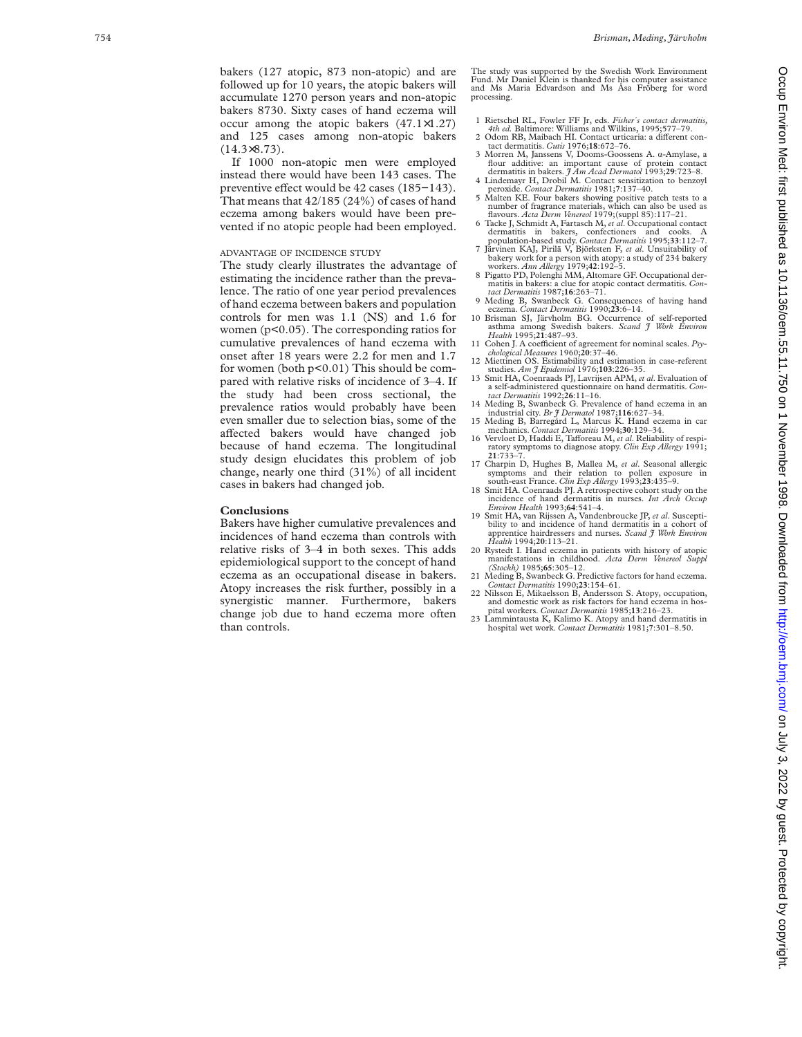bakers (127 atopic, 873 non-atopic) and are followed up for 10 years, the atopic bakers will accumulate 1270 person years and non-atopic bakers 8730. Sixty cases of hand eczema will occur among the atopic bakers (47.1×1.27) and 125 cases among non-atopic bakers (14.3×8.73).

If 1000 non-atopic men were employed instead there would have been 143 cases. The preventive effect would be 42 cases (185−143). That means that 42/185 (24%) of cases of hand eczema among bakers would have been prevented if no atopic people had been employed.

ADVANTAGE OF INCIDENCE STUDY

The study clearly illustrates the advantage of estimating the incidence rather than the prevalence. The ratio of one year period prevalences of hand eczema between bakers and population controls for men was 1.1 (NS) and 1.6 for women ($p<0.05$). The corresponding ratios for cumulative prevalences of hand eczema with onset after 18 years were 2.2 for men and 1.7 for women (both $p<0.01$) This should be compared with relative risks of incidence of 3–4. If the study had been cross sectional, the prevalence ratios would probably have been even smaller due to selection bias, some of the affected bakers would have changed job because of hand eczema. The longitudinal study design elucidates this problem of job change, nearly one third (31%) of all incident cases in bakers had changed job.

## Conclusions

Bakers have higher cumulative prevalences and incidences of hand eczema than controls with relative risks of 3–4 in both sexes. This adds epidemiological support to the concept of hand eczema as an occupational disease in bakers. Atopy increases the risk further, possibly in a synergistic manner. Furthermore, bakers change job due to hand eczema more often than controls.

The study was supported by the Swedish Work Environment Fund. Mr Daniel Klein is thanked for his computer assistance and Ms Maria Edvardson and Ms Åsa Fröberg for word processing.

1. Rietschel RL, Fowler FF Jr, eds. *Fisher's contact dermatitis, 4th ed.* Baltimore: Williams and Wilkins, 1995;577–79.
2. Odom RB, Maibach HI. Contact urticaria: a different contact dermatitis. *Cutis* 1976;**18**:672–76.
3. Morren M, Janssens V, Dooms-Goossens A. α-Amylase, a flour additive: an important cause of protein contact dermatitis in bakers. *J Am Acad Dermatol* 1993;**29**:723–8.
4. Lindemayr H, Drobil M. Contact sensitization to benzoyl peroxide. *Contact Dermatitis* 1981;**7**:137–40.
5. Malten KE. Four bakers showing positive patch tests to a number of fragrance materials, which can also be used as flavours. *Acta Derm Venereol* 1979;(suppl 85):117–21.
6. Tacke J, Schmidt A, Fartasch M, *et al*. Occupational contact dermatitis in bakers, confectioners and cooks. A population-based study. *Contact Dermatitis* 1995;**33**:112–7.
7. Järvinen KAJ, Pirilä V, Björksten F, *et al*. Unsuitability of bakery work for a person with atopy: a study of 234 bakery workers. *Ann Allergy* 1979;**42**:192–5.
8. Pigatto PD, Polenghi MM, Altomare GF. Occupational dermatitis in bakers: a clue for atopic contact dermatitis. *Contact Dermatitis* 1987;**16**:263–71.
9. Meding B, Swanbeck G. Consequences of having hand eczema. *Contact Dermatitis* 1990;**23**:6–14.
10. Brisman SJ, Järvholm BG. Occurrence of self-reported asthma among Swedish bakers. *Scand J Work Environ Health* 1995;**21**:487–93.
11. Cohen J. A coefficient of agreement for nominal scales. *Psychological Measures* 1960;**20**:37–46.
12. Miettinen OS. Estimability and estimation in case-referent studies. *Am J Epidemiol* 1976;**103**:226–35.
13. Smit HA, Coenraads PJ, Lavrijsen APM, *et al*. Evaluation of a self-administered questionnaire on hand dermatitis. *Contact Dermatitis* 1992;**26**:11–16.
14. Meding B, Swanbeck G. Prevalence of hand eczema in an industrial city. *Br J Dermatol* 1987;**116**:627–34.
15. Meding B, Barregård L, Marcus K. Hand eczema in car mechanics. *Contact Dermatitis* 1994;**30**:129–34.
16. Vervloet D, Haddi E, Tafforeau M, *et al*. Reliability of respiratory symptoms to diagnose atopy. *Clin Exp Allergy* 1991; **21**:733–7.
17. Charpin D, Hughes B, Mallea M, *et al*. Seasonal allergic symptoms and their relation to pollen exposure in south-east France. *Clin Exp Allergy* 1993;**23**:435–9.
18. Smit HA. Coenraads PJ. A retrospective cohort study on the incidence of hand dermatitis in nurses. *Int Arch Occup Environ Health* 1993;**64**:541–4.
19. Smit HA, van Rijssen A, Vandenbroucke JP, *et al*. Susceptibility to and incidence of hand dermatitis in a cohort of apprentice hairdressers and nurses. *Scand J Work Environ Health* 1994;**20**:113–21.
20. Rystedt I. Hand eczema in patients with history of atopic manifestations in childhood. *Acta Derm Venereol Suppl (Stockh)* 1985;**65**:305–12.
21. Meding B, Swanbeck G. Predictive factors for hand eczema. *Contact Dermatitis* 1990;**23**:154–61.
22. Nilsson E, Mikaelsson B, Andersson S. Atopy, occupation, and domestic work as risk factors for hand eczema in hospital workers. *Contact Dermatitis* 1985;**13**:216–23.
23. Lammintausta K, Kalimo K. Atopy and hand dermatitis in hospital wet work. *Contact Dermatitis* 1981;7:301–8.50.